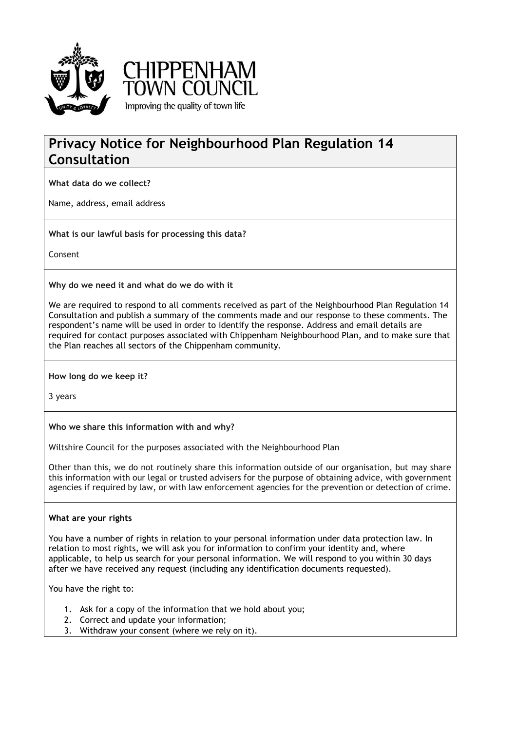CHIPPENHAM TOWN COUNCIL

Improving the quality of town life

# Privacy Notice for Neighbourhood Plan Regulation 14 Consultation

**What data do we collect?**

Name, address, email address

**What is our lawful basis for processing this data?**

Consent

**Why do we need it and what do we do with it**

We are required to respond to all comments received as part of the Neighbourhood Plan Regulation 14 Consultation and publish a summary of the comments made and our response to these comments. The respondent's name will be used in order to identify the response. Address and email details are required for contact purposes associated with Chippenham Neighbourhood Plan, and to make sure that the Plan reaches all sectors of the Chippenham community.

**How long do we keep it?**

3 years

**Who we share this information with and why?**

Wiltshire Council for the purposes associated with the Neighbourhood Plan

Other than this, we do not routinely share this information outside of our organisation, but may share this information with our legal or trusted advisers for the purpose of obtaining advice, with government agencies if required by law, or with law enforcement agencies for the prevention or detection of crime.

**What are your rights**

You have a number of rights in relation to your personal information under data protection law. In relation to most rights, we will ask you for information to confirm your identity and, where applicable, to help us search for your personal information. We will respond to you within 30 days after we have received any request (including any identification documents requested).

You have the right to:

1. Ask for a copy of the information that we hold about you;
2. Correct and update your information;
3. Withdraw your consent (where we rely on it).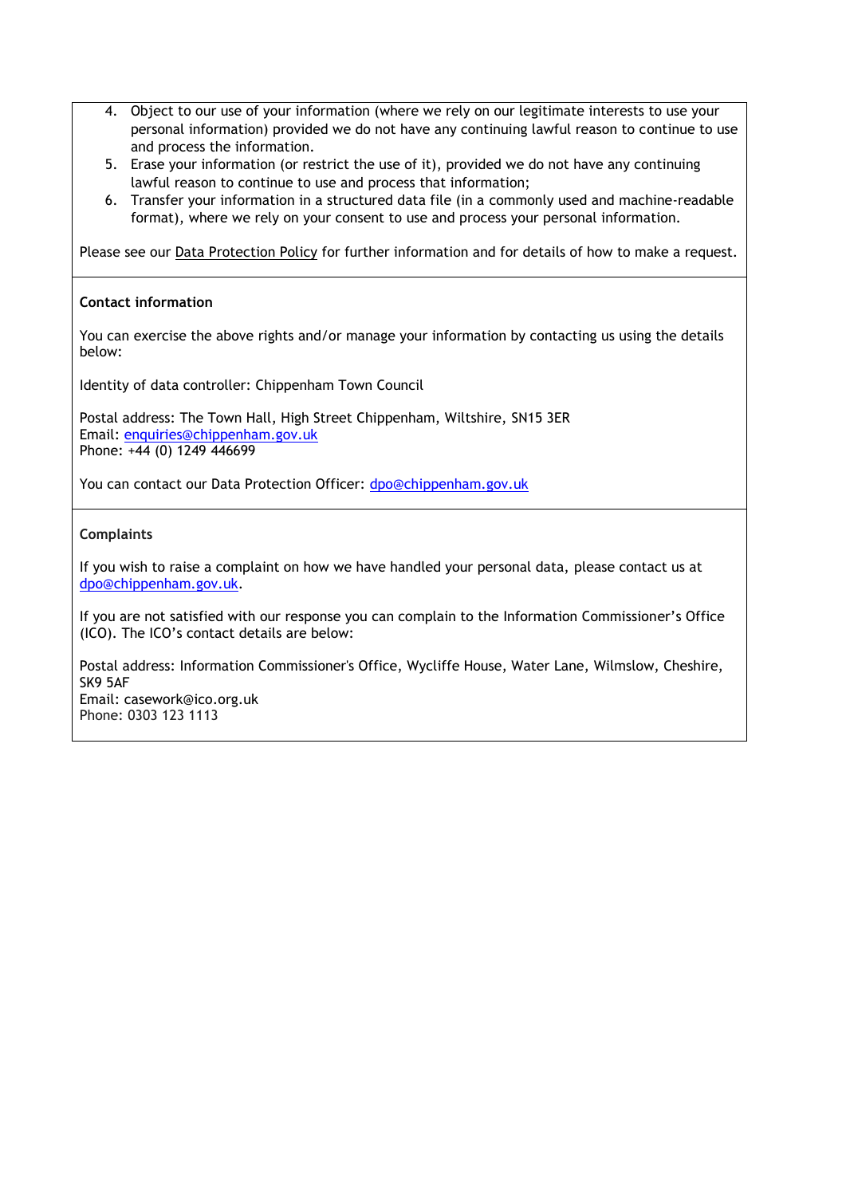4. Object to our use of your information (where we rely on our legitimate interests to use your personal information) provided we do not have any continuing lawful reason to continue to use and process the information.
5. Erase your information (or restrict the use of it), provided we do not have any continuing lawful reason to continue to use and process that information;
6. Transfer your information in a structured data file (in a commonly used and machine-readable format), where we rely on your consent to use and process your personal information.

Please see our Data Protection Policy for further information and for details of how to make a request.

**Contact information**

You can exercise the above rights and/or manage your information by contacting us using the details below:

Identity of data controller: Chippenham Town Council

Postal address: The Town Hall, High Street Chippenham, Wiltshire, SN15 3ER
Email: enquiries@chippenham.gov.uk
Phone: +44 (0) 1249 446699

You can contact our Data Protection Officer: dpo@chippenham.gov.uk

**Complaints**

If you wish to raise a complaint on how we have handled your personal data, please contact us at dpo@chippenham.gov.uk.

If you are not satisfied with our response you can complain to the Information Commissioner's Office (ICO). The ICO's contact details are below:

Postal address: Information Commissioner's Office, Wycliffe House, Water Lane, Wilmslow, Cheshire, SK9 5AF
Email: casework@ico.org.uk
Phone: 0303 123 1113